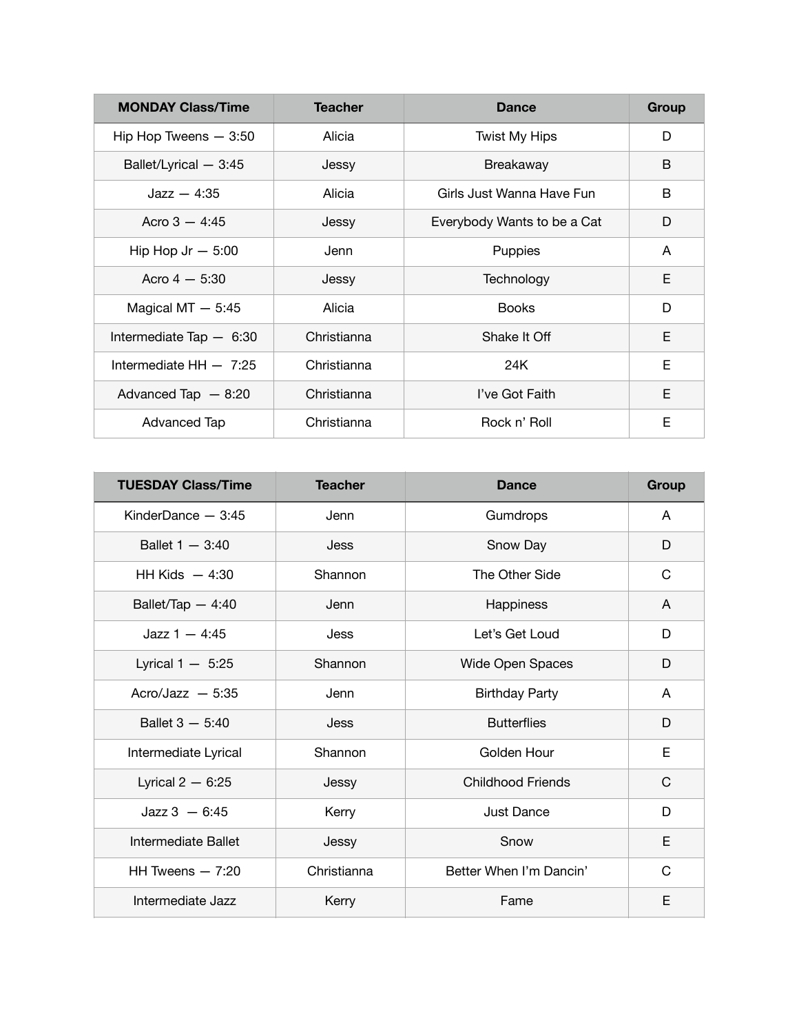| MONDAY Class/Time | Teacher | Dance | Group |
| --- | --- | --- | --- |
| Hip Hop Tweens — 3:50 | Alicia | Twist My Hips | D |
| Ballet/Lyrical — 3:45 | Jessy | Breakaway | B |
| Jazz — 4:35 | Alicia | Girls Just Wanna Have Fun | B |
| Acro 3 — 4:45 | Jessy | Everybody Wants to be a Cat | D |
| Hip Hop Jr — 5:00 | Jenn | Puppies | A |
| Acro 4 — 5:30 | Jessy | Technology | E |
| Magical MT — 5:45 | Alicia | Books | D |
| Intermediate Tap — 6:30 | Christianna | Shake It Off | E |
| Intermediate HH — 7:25 | Christianna | 24K | E |
| Advanced Tap — 8:20 | Christianna | I've Got Faith | E |
| Advanced Tap | Christianna | Rock n' Roll | E |

| TUESDAY Class/Time | Teacher | Dance | Group |
| --- | --- | --- | --- |
| KinderDance — 3:45 | Jenn | Gumdrops | A |
| Ballet 1 — 3:40 | Jess | Snow Day | D |
| HH Kids — 4:30 | Shannon | The Other Side | C |
| Ballet/Tap — 4:40 | Jenn | Happiness | A |
| Jazz 1 — 4:45 | Jess | Let's Get Loud | D |
| Lyrical 1 — 5:25 | Shannon | Wide Open Spaces | D |
| Acro/Jazz — 5:35 | Jenn | Birthday Party | A |
| Ballet 3 — 5:40 | Jess | Butterflies | D |
| Intermediate Lyrical | Shannon | Golden Hour | E |
| Lyrical 2 — 6:25 | Jessy | Childhood Friends | C |
| Jazz 3 — 6:45 | Kerry | Just Dance | D |
| Intermediate Ballet | Jessy | Snow | E |
| HH Tweens — 7:20 | Christianna | Better When I'm Dancin' | C |
| Intermediate Jazz | Kerry | Fame | E |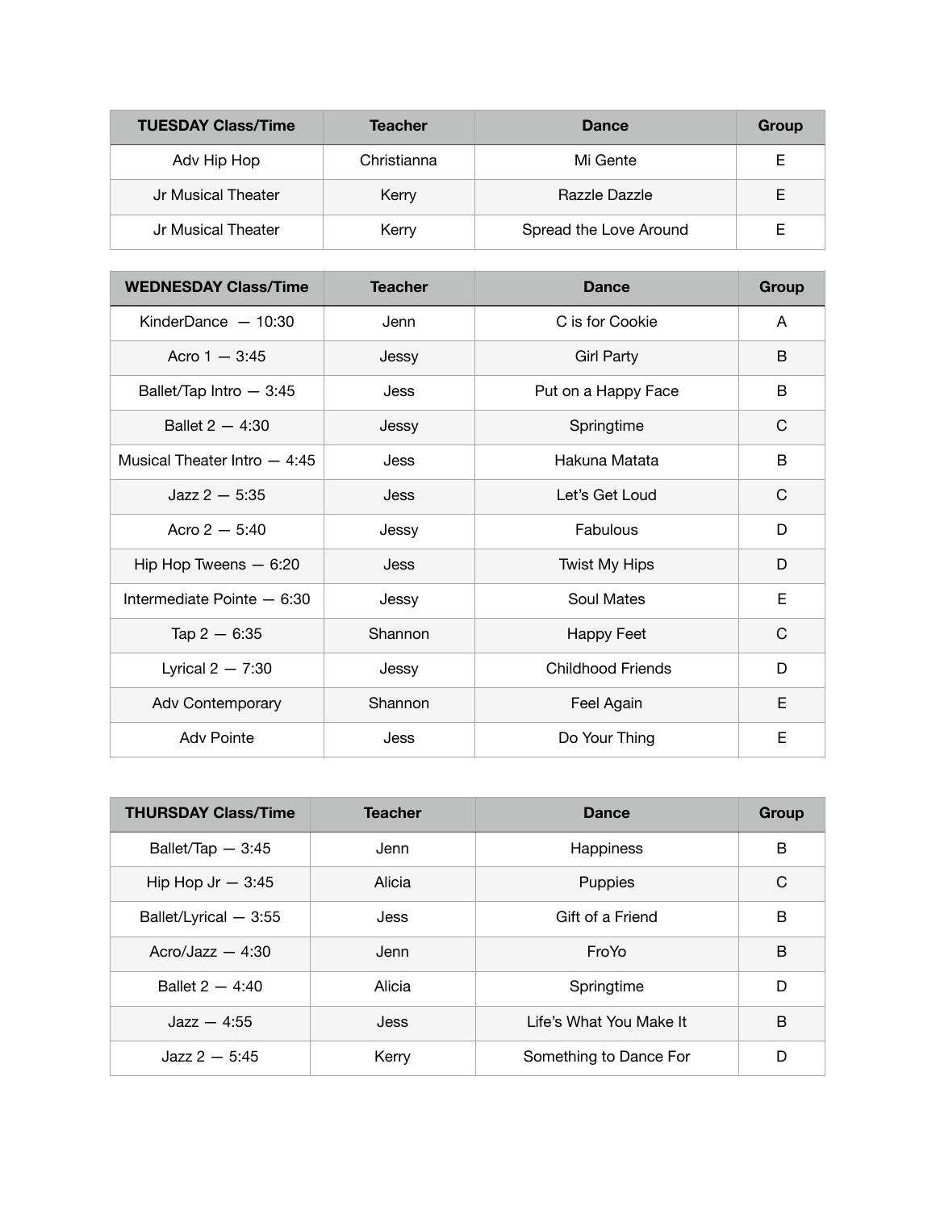| TUESDAY Class/Time | Teacher | Dance | Group |
| --- | --- | --- | --- |
| Adv Hip Hop | Christianna | Mi Gente | E |
| Jr Musical Theater | Kerry | Razzle Dazzle | E |
| Jr Musical Theater | Kerry | Spread the Love Around | E |

| WEDNESDAY Class/Time | Teacher | Dance | Group |
| --- | --- | --- | --- |
| KinderDance — 10:30 | Jenn | C is for Cookie | A |
| Acro 1 — 3:45 | Jessy | Girl Party | B |
| Ballet/Tap Intro — 3:45 | Jess | Put on a Happy Face | B |
| Ballet 2 — 4:30 | Jessy | Springtime | C |
| Musical Theater Intro — 4:45 | Jess | Hakuna Matata | B |
| Jazz 2 — 5:35 | Jess | Let's Get Loud | C |
| Acro 2 — 5:40 | Jessy | Fabulous | D |
| Hip Hop Tweens — 6:20 | Jess | Twist My Hips | D |
| Intermediate Pointe — 6:30 | Jessy | Soul Mates | E |
| Tap 2 — 6:35 | Shannon | Happy Feet | C |
| Lyrical 2 — 7:30 | Jessy | Childhood Friends | D |
| Adv Contemporary | Shannon | Feel Again | E |
| Adv Pointe | Jess | Do Your Thing | E |

| THURSDAY Class/Time | Teacher | Dance | Group |
| --- | --- | --- | --- |
| Ballet/Tap — 3:45 | Jenn | Happiness | B |
| Hip Hop Jr — 3:45 | Alicia | Puppies | C |
| Ballet/Lyrical — 3:55 | Jess | Gift of a Friend | B |
| Acro/Jazz — 4:30 | Jenn | FroYo | B |
| Ballet 2 — 4:40 | Alicia | Springtime | D |
| Jazz — 4:55 | Jess | Life's What You Make It | B |
| Jazz 2 — 5:45 | Kerry | Something to Dance For | D |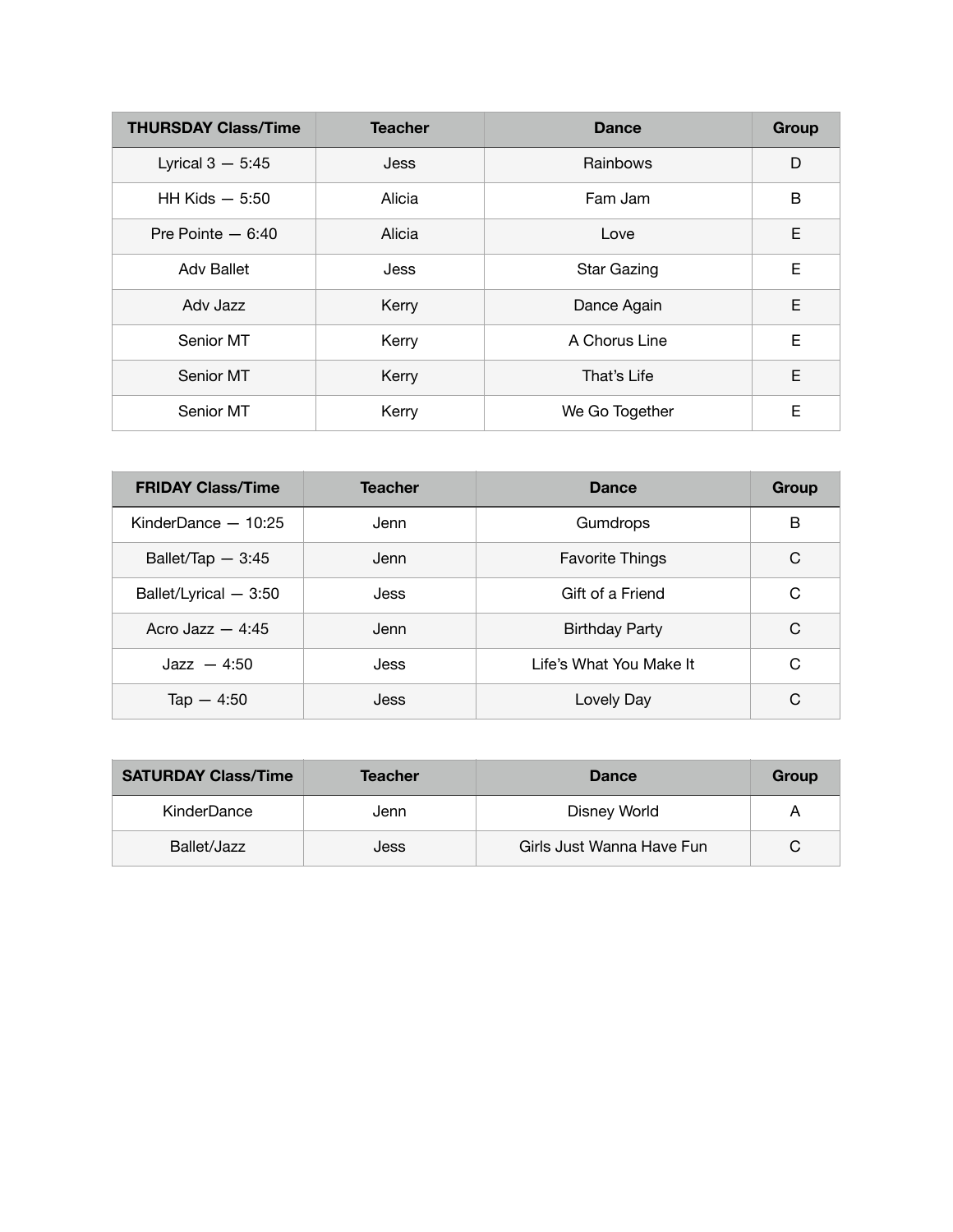| THURSDAY Class/Time | Teacher | Dance | Group |
|---|---|---|---|
| Lyrical 3 — 5:45 | Jess | Rainbows | D |
| HH Kids — 5:50 | Alicia | Fam Jam | B |
| Pre Pointe — 6:40 | Alicia | Love | E |
| Adv Ballet | Jess | Star Gazing | E |
| Adv Jazz | Kerry | Dance Again | E |
| Senior MT | Kerry | A Chorus Line | E |
| Senior MT | Kerry | That's Life | E |
| Senior MT | Kerry | We Go Together | E |

| FRIDAY Class/Time | Teacher | Dance | Group |
|---|---|---|---|
| KinderDance — 10:25 | Jenn | Gumdrops | B |
| Ballet/Tap — 3:45 | Jenn | Favorite Things | C |
| Ballet/Lyrical — 3:50 | Jess | Gift of a Friend | C |
| Acro Jazz — 4:45 | Jenn | Birthday Party | C |
| Jazz — 4:50 | Jess | Life's What You Make It | C |
| Tap — 4:50 | Jess | Lovely Day | C |

| SATURDAY Class/Time | Teacher | Dance | Group |
|---|---|---|---|
| KinderDance | Jenn | Disney World | A |
| Ballet/Jazz | Jess | Girls Just Wanna Have Fun | C |